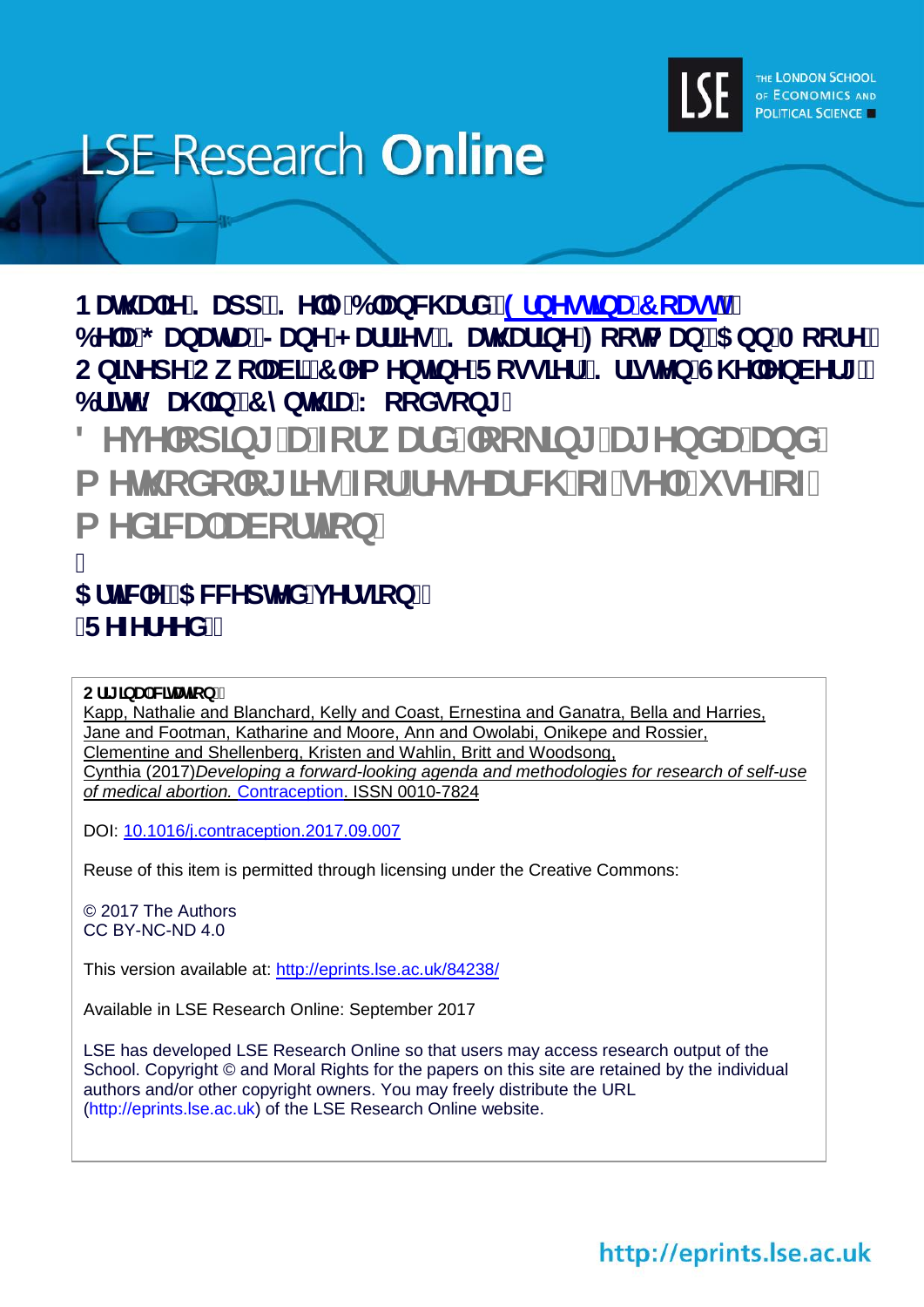# LSE Research Online

**Nathalie Kapp, Kelly Blanchard, Ernestina Coast, Bella Ganatra, Jane Harries, Katharine Footman, Ann Moore, Onikepe Owolabi, Clementine Rossier, Kristen Shellenberg, Britt Wahlin, Cynthia Woodsong**

# Developing a forward-looking agenda and methodologies for research of self-use of medical abortion

**Article (Accepted version)**
**(Refereed)**

**Original citation:**
Kapp, Nathalie and Blanchard, Kelly and Coast, Ernestina and Ganatra, Bella and Harries, Jane and Footman, Katharine and Moore, Ann and Owolabi, Onikepe and Rossier, Clementine and Shellenberg, Kristen and Wahlin, Britt and Woodsong, Cynthia (2017) *Developing a forward-looking agenda and methodologies for research of self-use of medical abortion.* Contraception. ISSN 0010-7824

DOI: 10.1016/j.contraception.2017.09.007

Reuse of this item is permitted through licensing under the Creative Commons:

© 2017 The Authors
CC BY-NC-ND 4.0

This version available at: http://eprints.lse.ac.uk/84238/

Available in LSE Research Online: September 2017

LSE has developed LSE Research Online so that users may access research output of the School. Copyright © and Moral Rights for the papers on this site are retained by the individual authors and/or other copyright owners. You may freely distribute the URL (http://eprints.lse.ac.uk) of the LSE Research Online website.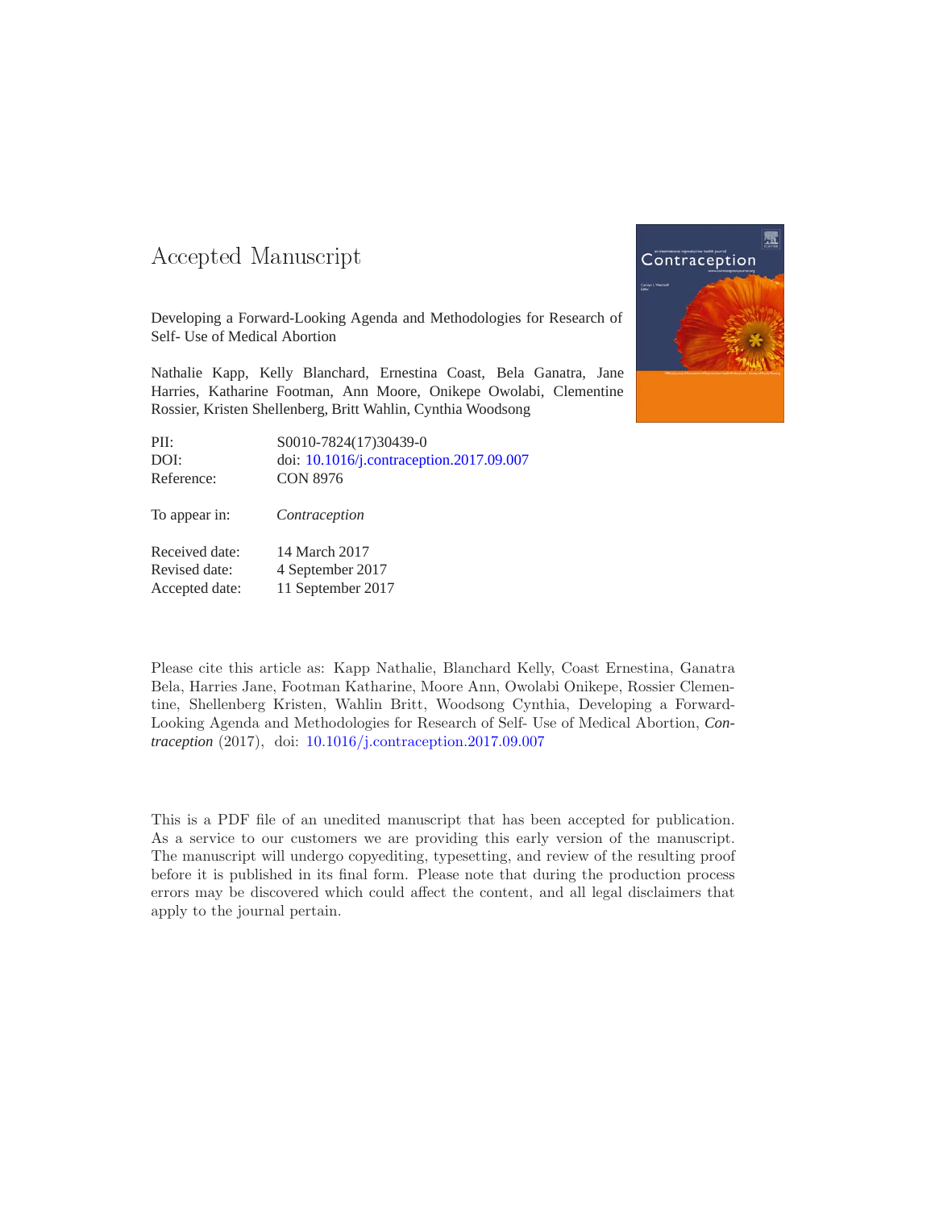# Accepted Manuscript

Developing a Forward-Looking Agenda and Methodologies for Research of Self- Use of Medical Abortion

Nathalie Kapp, Kelly Blanchard, Ernestina Coast, Bela Ganatra, Jane Harries, Katharine Footman, Ann Moore, Onikepe Owolabi, Clementine Rossier, Kristen Shellenberg, Britt Wahlin, Cynthia Woodsong

| | |
|---|---|
| PII: | S0010-7824(17)30439-0 |
| DOI: | doi: 10.1016/j.contraception.2017.09.007 |
| Reference: | CON 8976 |
| To appear in: | *Contraception* |
| Received date: | 14 March 2017 |
| Revised date: | 4 September 2017 |
| Accepted date: | 11 September 2017 |

Please cite this article as: Kapp Nathalie, Blanchard Kelly, Coast Ernestina, Ganatra Bela, Harries Jane, Footman Katharine, Moore Ann, Owolabi Onikepe, Rossier Clementine, Shellenberg Kristen, Wahlin Britt, Woodsong Cynthia, Developing a Forward-Looking Agenda and Methodologies for Research of Self- Use of Medical Abortion, *Contraception* (2017), doi: 10.1016/j.contraception.2017.09.007

This is a PDF file of an unedited manuscript that has been accepted for publication. As a service to our customers we are providing this early version of the manuscript. The manuscript will undergo copyediting, typesetting, and review of the resulting proof before it is published in its final form. Please note that during the production process errors may be discovered which could affect the content, and all legal disclaimers that apply to the journal pertain.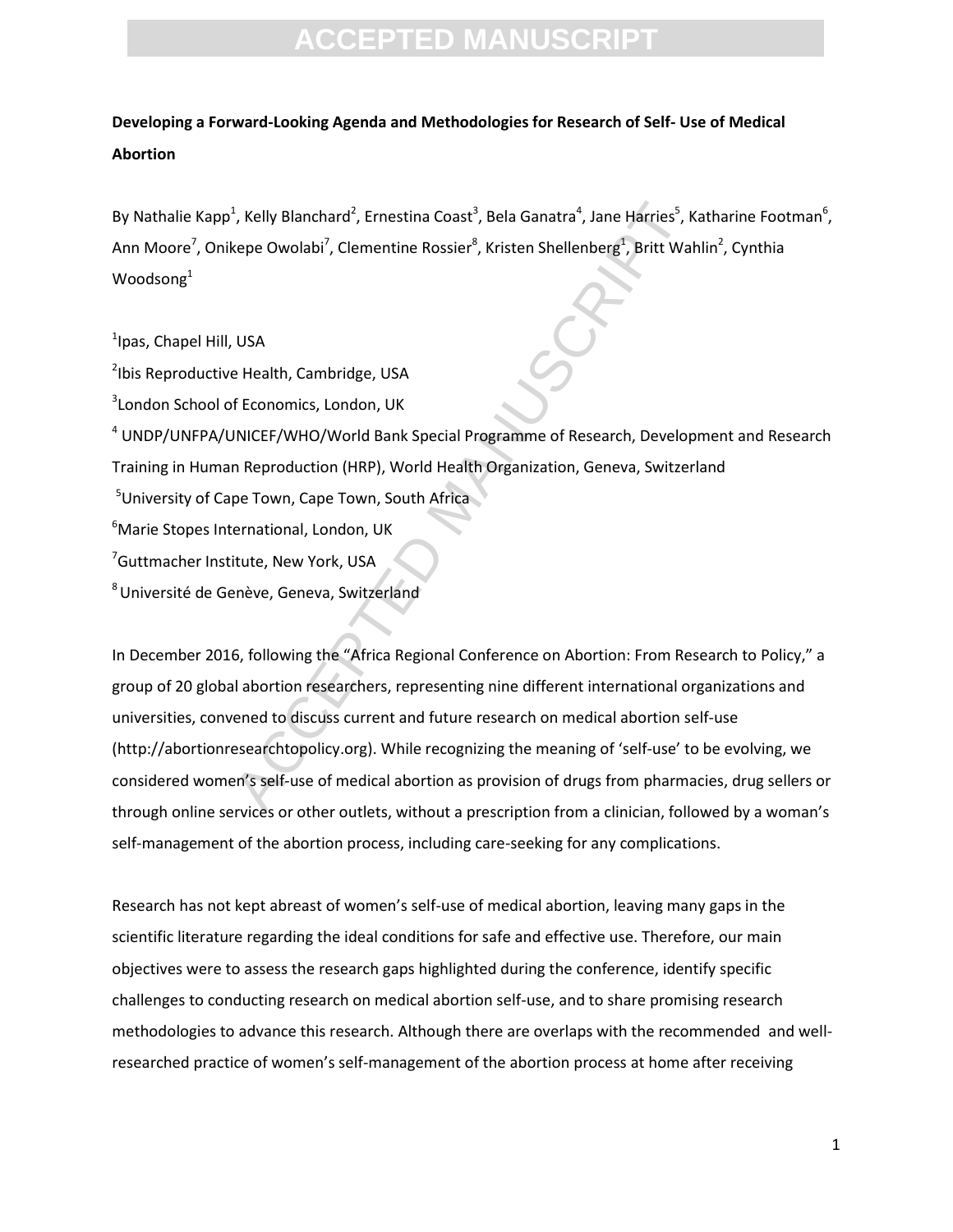**Developing a Forward-Looking Agenda and Methodologies for Research of Self- Use of Medical Abortion**

By Nathalie Kapp[1], Kelly Blanchard[2], Ernestina Coast[3], Bela Ganatra[4], Jane Harries[5], Katharine Footman[6], Ann Moore[7], Onikepe Owolabi[7], Clementine Rossier[8], Kristen Shellenberg[1], Britt Wahlin[2], Cynthia Woodsong[1]

[1]Ipas, Chapel Hill, USA

[2]Ibis Reproductive Health, Cambridge, USA

[3]London School of Economics, London, UK

[4] UNDP/UNFPA/UNICEF/WHO/World Bank Special Programme of Research, Development and Research Training in Human Reproduction (HRP), World Health Organization, Geneva, Switzerland

[5]University of Cape Town, Cape Town, South Africa

[6]Marie Stopes International, London, UK

[7]Guttmacher Institute, New York, USA

[8] Université de Genève, Geneva, Switzerland

In December 2016, following the "Africa Regional Conference on Abortion: From Research to Policy," a group of 20 global abortion researchers, representing nine different international organizations and universities, convened to discuss current and future research on medical abortion self-use (http://abortionresearchtopolicy.org). While recognizing the meaning of 'self-use' to be evolving, we considered women's self-use of medical abortion as provision of drugs from pharmacies, drug sellers or through online services or other outlets, without a prescription from a clinician, followed by a woman's self-management of the abortion process, including care-seeking for any complications.

Research has not kept abreast of women's self-use of medical abortion, leaving many gaps in the scientific literature regarding the ideal conditions for safe and effective use. Therefore, our main objectives were to assess the research gaps highlighted during the conference, identify specific challenges to conducting research on medical abortion self-use, and to share promising research methodologies to advance this research. Although there are overlaps with the recommended and well-researched practice of women's self-management of the abortion process at home after receiving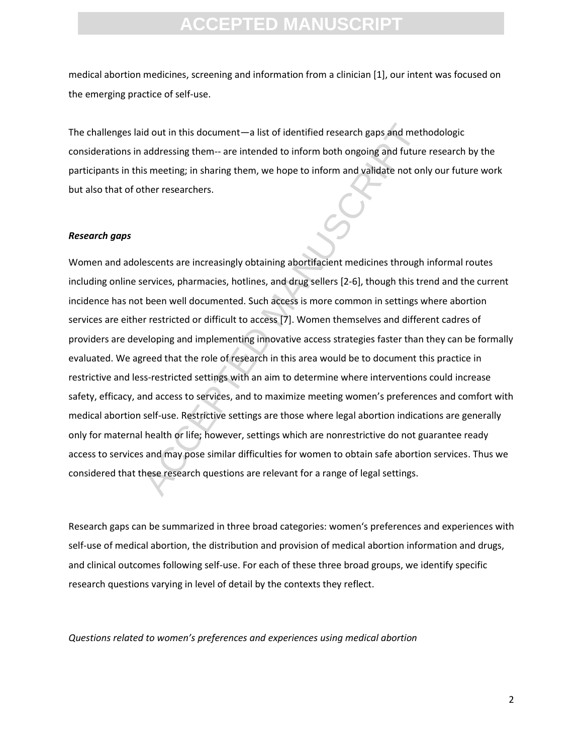medical abortion medicines, screening and information from a clinician [1], our intent was focused on the emerging practice of self-use.

The challenges laid out in this document—a list of identified research gaps and methodologic considerations in addressing them-- are intended to inform both ongoing and future research by the participants in this meeting; in sharing them, we hope to inform and validate not only our future work but also that of other researchers.

***Research gaps***

Women and adolescents are increasingly obtaining abortifacient medicines through informal routes including online services, pharmacies, hotlines, and drug sellers [2-6], though this trend and the current incidence has not been well documented. Such access is more common in settings where abortion services are either restricted or difficult to access [7]. Women themselves and different cadres of providers are developing and implementing innovative access strategies faster than they can be formally evaluated. We agreed that the role of research in this area would be to document this practice in restrictive and less-restricted settings with an aim to determine where interventions could increase safety, efficacy, and access to services, and to maximize meeting women's preferences and comfort with medical abortion self-use. Restrictive settings are those where legal abortion indications are generally only for maternal health or life; however, settings which are nonrestrictive do not guarantee ready access to services and may pose similar difficulties for women to obtain safe abortion services. Thus we considered that these research questions are relevant for a range of legal settings.

Research gaps can be summarized in three broad categories: women's preferences and experiences with self-use of medical abortion, the distribution and provision of medical abortion information and drugs, and clinical outcomes following self-use. For each of these three broad groups, we identify specific research questions varying in level of detail by the contexts they reflect.

*Questions related to women's preferences and experiences using medical abortion*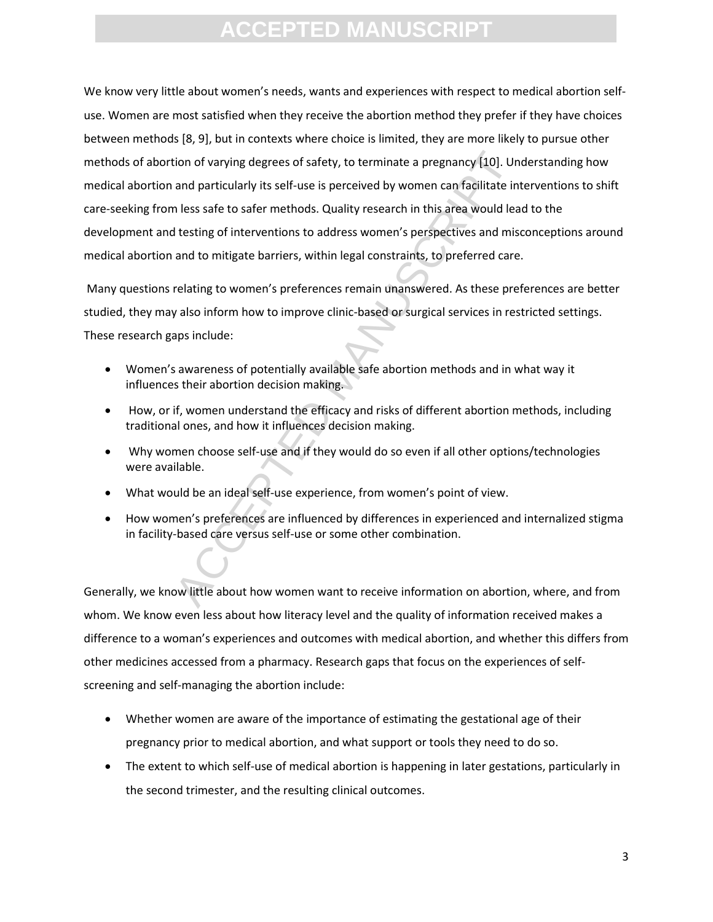We know very little about women's needs, wants and experiences with respect to medical abortion self-use. Women are most satisfied when they receive the abortion method they prefer if they have choices between methods [8, 9], but in contexts where choice is limited, they are more likely to pursue other methods of abortion of varying degrees of safety, to terminate a pregnancy [10]. Understanding how medical abortion and particularly its self-use is perceived by women can facilitate interventions to shift care-seeking from less safe to safer methods. Quality research in this area would lead to the development and testing of interventions to address women's perspectives and misconceptions around medical abortion and to mitigate barriers, within legal constraints, to preferred care.

Many questions relating to women's preferences remain unanswered. As these preferences are better studied, they may also inform how to improve clinic-based or surgical services in restricted settings. These research gaps include:

- Women's awareness of potentially available safe abortion methods and in what way it influences their abortion decision making.
- How, or if, women understand the efficacy and risks of different abortion methods, including traditional ones, and how it influences decision making.
- Why women choose self-use and if they would do so even if all other options/technologies were available.
- What would be an ideal self-use experience, from women's point of view.
- How women's preferences are influenced by differences in experienced and internalized stigma in facility-based care versus self-use or some other combination.

Generally, we know little about how women want to receive information on abortion, where, and from whom. We know even less about how literacy level and the quality of information received makes a difference to a woman's experiences and outcomes with medical abortion, and whether this differs from other medicines accessed from a pharmacy. Research gaps that focus on the experiences of self-screening and self-managing the abortion include:

- Whether women are aware of the importance of estimating the gestational age of their pregnancy prior to medical abortion, and what support or tools they need to do so.
- The extent to which self-use of medical abortion is happening in later gestations, particularly in the second trimester, and the resulting clinical outcomes.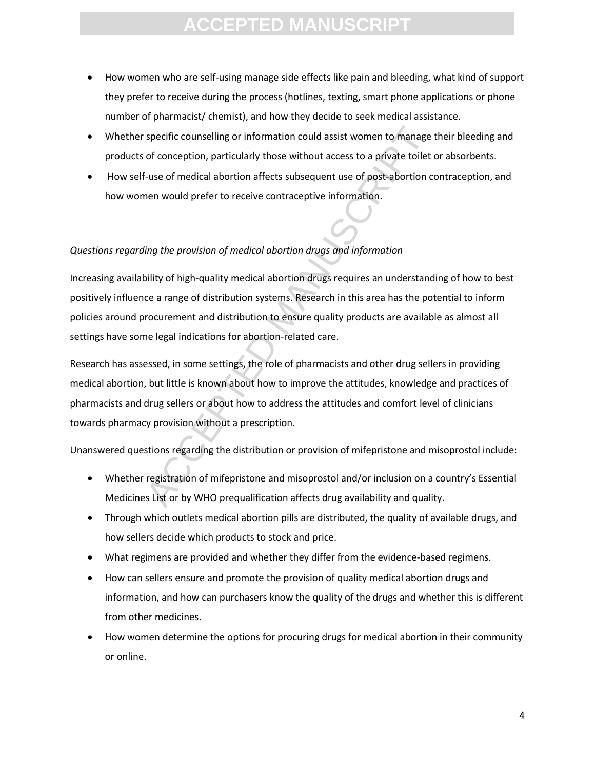- How women who are self-using manage side effects like pain and bleeding, what kind of support they prefer to receive during the process (hotlines, texting, smart phone applications or phone number of pharmacist/ chemist), and how they decide to seek medical assistance.
- Whether specific counselling or information could assist women to manage their bleeding and products of conception, particularly those without access to a private toilet or absorbents.
- How self-use of medical abortion affects subsequent use of post-abortion contraception, and how women would prefer to receive contraceptive information.

*Questions regarding the provision of medical abortion drugs and information*

Increasing availability of high-quality medical abortion drugs requires an understanding of how to best positively influence a range of distribution systems. Research in this area has the potential to inform policies around procurement and distribution to ensure quality products are available as almost all settings have some legal indications for abortion-related care.

Research has assessed, in some settings, the role of pharmacists and other drug sellers in providing medical abortion, but little is known about how to improve the attitudes, knowledge and practices of pharmacists and drug sellers or about how to address the attitudes and comfort level of clinicians towards pharmacy provision without a prescription.

Unanswered questions regarding the distribution or provision of mifepristone and misoprostol include:

- Whether registration of mifepristone and misoprostol and/or inclusion on a country's Essential Medicines List or by WHO prequalification affects drug availability and quality.
- Through which outlets medical abortion pills are distributed, the quality of available drugs, and how sellers decide which products to stock and price.
- What regimens are provided and whether they differ from the evidence-based regimens.
- How can sellers ensure and promote the provision of quality medical abortion drugs and information, and how can purchasers know the quality of the drugs and whether this is different from other medicines.
- How women determine the options for procuring drugs for medical abortion in their community or online.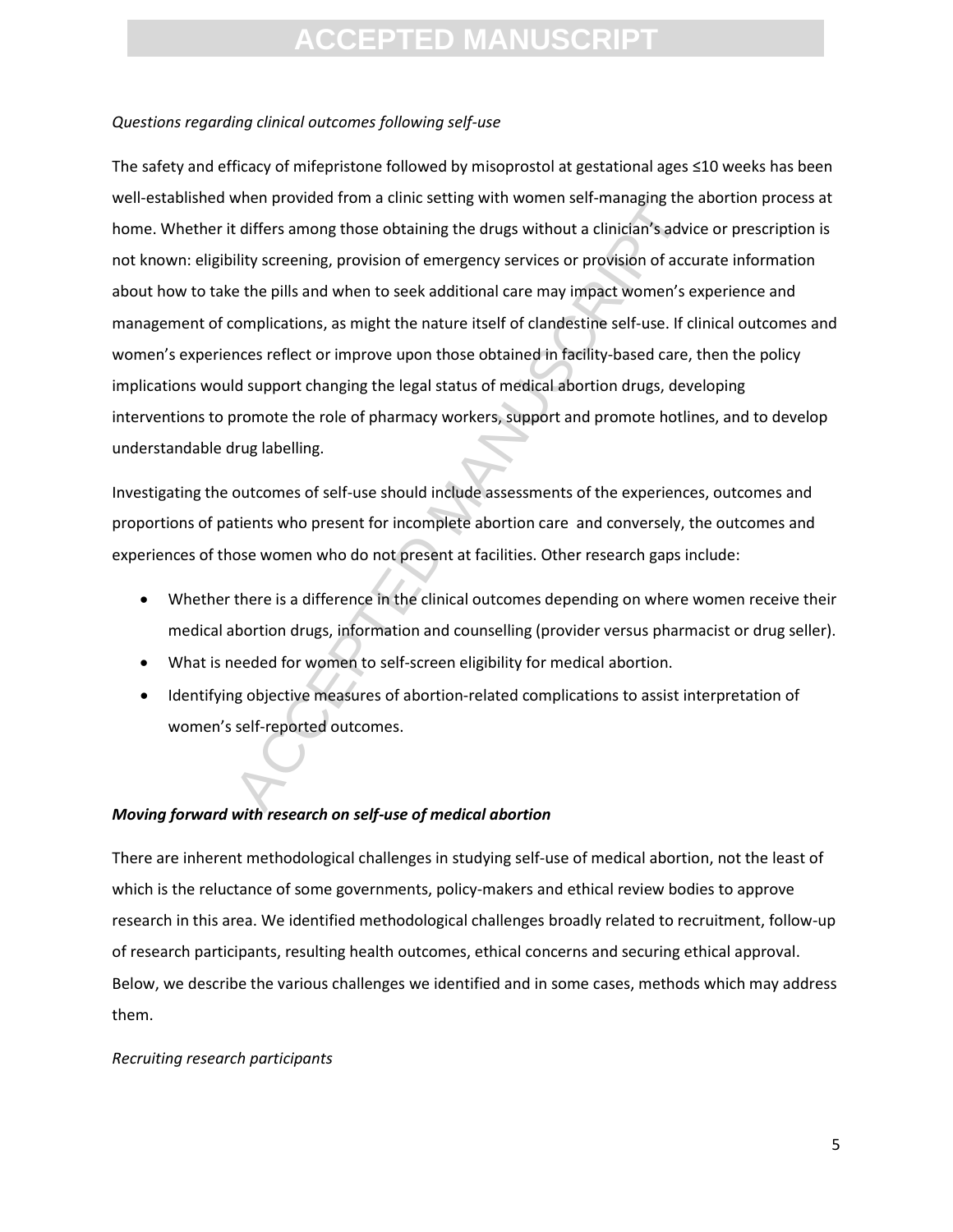*Questions regarding clinical outcomes following self-use*

The safety and efficacy of mifepristone followed by misoprostol at gestational ages ≤10 weeks has been well-established when provided from a clinic setting with women self-managing the abortion process at home. Whether it differs among those obtaining the drugs without a clinician's advice or prescription is not known: eligibility screening, provision of emergency services or provision of accurate information about how to take the pills and when to seek additional care may impact women's experience and management of complications, as might the nature itself of clandestine self-use. If clinical outcomes and women's experiences reflect or improve upon those obtained in facility-based care, then the policy implications would support changing the legal status of medical abortion drugs, developing interventions to promote the role of pharmacy workers, support and promote hotlines, and to develop understandable drug labelling.

Investigating the outcomes of self-use should include assessments of the experiences, outcomes and proportions of patients who present for incomplete abortion care and conversely, the outcomes and experiences of those women who do not present at facilities. Other research gaps include:

- Whether there is a difference in the clinical outcomes depending on where women receive their medical abortion drugs, information and counselling (provider versus pharmacist or drug seller).
- What is needed for women to self-screen eligibility for medical abortion.
- Identifying objective measures of abortion-related complications to assist interpretation of women's self-reported outcomes.

***Moving forward with research on self-use of medical abortion***

There are inherent methodological challenges in studying self-use of medical abortion, not the least of which is the reluctance of some governments, policy-makers and ethical review bodies to approve research in this area. We identified methodological challenges broadly related to recruitment, follow-up of research participants, resulting health outcomes, ethical concerns and securing ethical approval. Below, we describe the various challenges we identified and in some cases, methods which may address them.

*Recruiting research participants*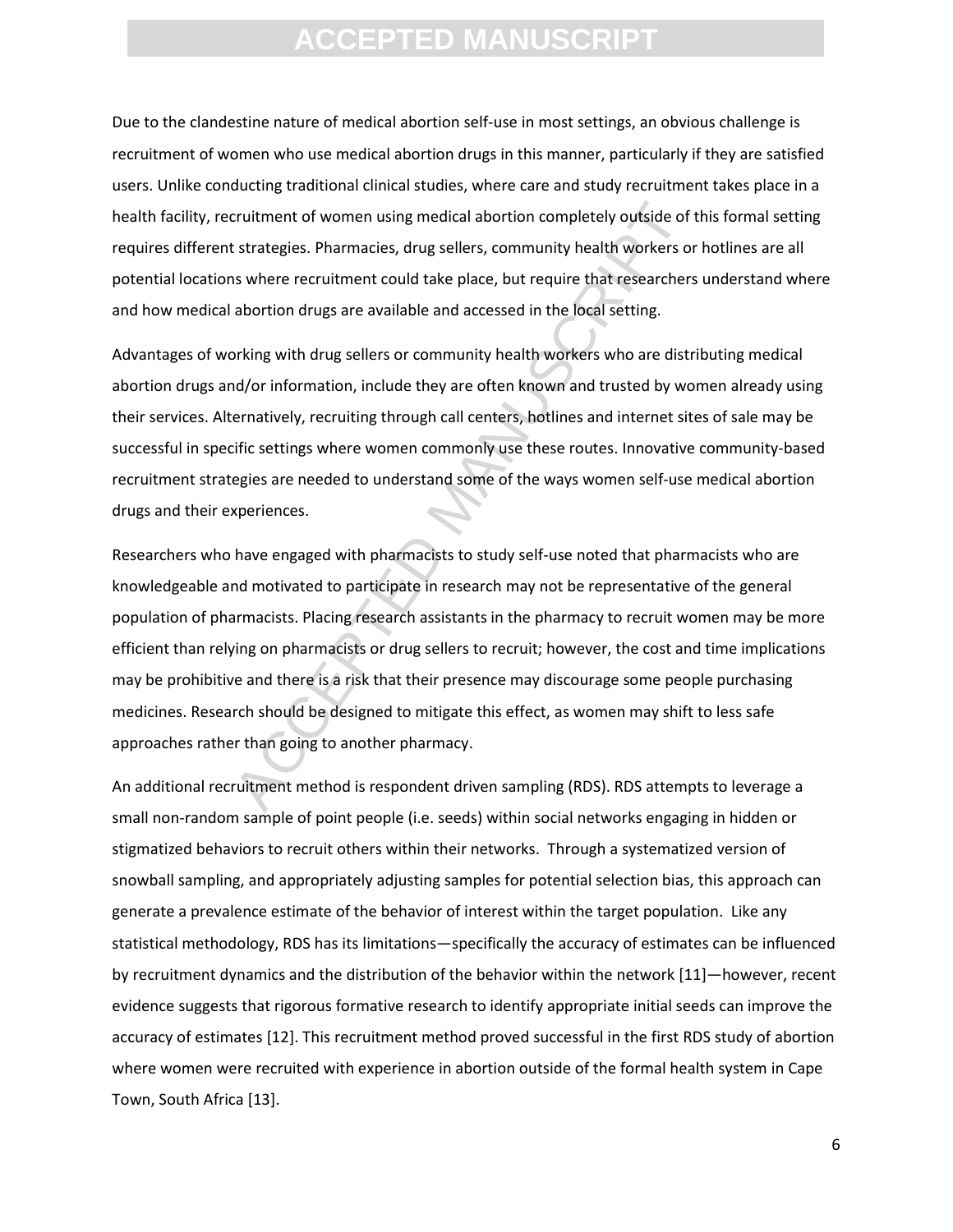Due to the clandestine nature of medical abortion self-use in most settings, an obvious challenge is recruitment of women who use medical abortion drugs in this manner, particularly if they are satisfied users. Unlike conducting traditional clinical studies, where care and study recruitment takes place in a health facility, recruitment of women using medical abortion completely outside of this formal setting requires different strategies. Pharmacies, drug sellers, community health workers or hotlines are all potential locations where recruitment could take place, but require that researchers understand where and how medical abortion drugs are available and accessed in the local setting.

Advantages of working with drug sellers or community health workers who are distributing medical abortion drugs and/or information, include they are often known and trusted by women already using their services. Alternatively, recruiting through call centers, hotlines and internet sites of sale may be successful in specific settings where women commonly use these routes. Innovative community-based recruitment strategies are needed to understand some of the ways women self-use medical abortion drugs and their experiences.

Researchers who have engaged with pharmacists to study self-use noted that pharmacists who are knowledgeable and motivated to participate in research may not be representative of the general population of pharmacists. Placing research assistants in the pharmacy to recruit women may be more efficient than relying on pharmacists or drug sellers to recruit; however, the cost and time implications may be prohibitive and there is a risk that their presence may discourage some people purchasing medicines. Research should be designed to mitigate this effect, as women may shift to less safe approaches rather than going to another pharmacy.

An additional recruitment method is respondent driven sampling (RDS). RDS attempts to leverage a small non-random sample of point people (i.e. seeds) within social networks engaging in hidden or stigmatized behaviors to recruit others within their networks. Through a systematized version of snowball sampling, and appropriately adjusting samples for potential selection bias, this approach can generate a prevalence estimate of the behavior of interest within the target population. Like any statistical methodology, RDS has its limitations—specifically the accuracy of estimates can be influenced by recruitment dynamics and the distribution of the behavior within the network [11]—however, recent evidence suggests that rigorous formative research to identify appropriate initial seeds can improve the accuracy of estimates [12]. This recruitment method proved successful in the first RDS study of abortion where women were recruited with experience in abortion outside of the formal health system in Cape Town, South Africa [13].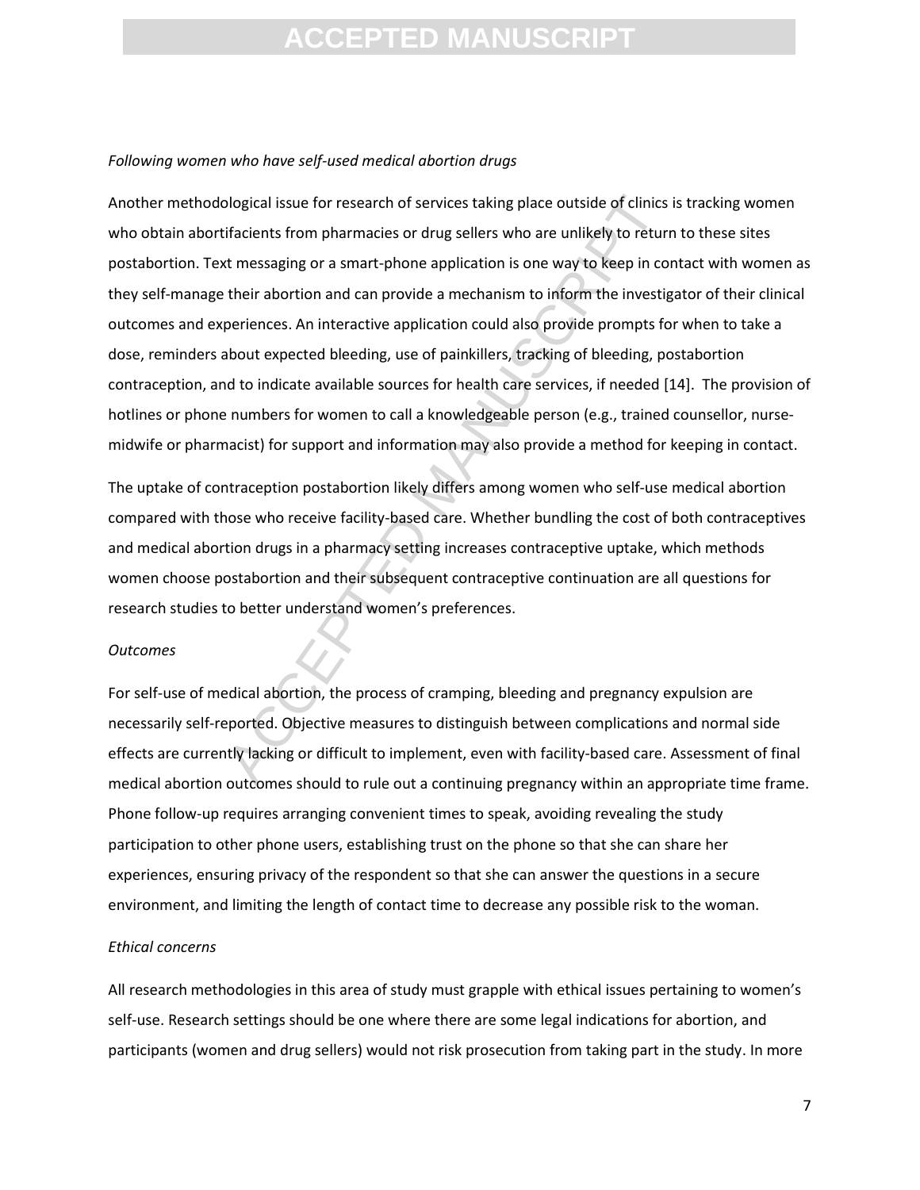*Following women who have self-used medical abortion drugs*

Another methodological issue for research of services taking place outside of clinics is tracking women who obtain abortifacients from pharmacies or drug sellers who are unlikely to return to these sites postabortion. Text messaging or a smart-phone application is one way to keep in contact with women as they self-manage their abortion and can provide a mechanism to inform the investigator of their clinical outcomes and experiences. An interactive application could also provide prompts for when to take a dose, reminders about expected bleeding, use of painkillers, tracking of bleeding, postabortion contraception, and to indicate available sources for health care services, if needed [14]. The provision of hotlines or phone numbers for women to call a knowledgeable person (e.g., trained counsellor, nurse-midwife or pharmacist) for support and information may also provide a method for keeping in contact.

The uptake of contraception postabortion likely differs among women who self-use medical abortion compared with those who receive facility-based care. Whether bundling the cost of both contraceptives and medical abortion drugs in a pharmacy setting increases contraceptive uptake, which methods women choose postabortion and their subsequent contraceptive continuation are all questions for research studies to better understand women's preferences.

*Outcomes*

For self-use of medical abortion, the process of cramping, bleeding and pregnancy expulsion are necessarily self-reported. Objective measures to distinguish between complications and normal side effects are currently lacking or difficult to implement, even with facility-based care. Assessment of final medical abortion outcomes should to rule out a continuing pregnancy within an appropriate time frame. Phone follow-up requires arranging convenient times to speak, avoiding revealing the study participation to other phone users, establishing trust on the phone so that she can share her experiences, ensuring privacy of the respondent so that she can answer the questions in a secure environment, and limiting the length of contact time to decrease any possible risk to the woman.

*Ethical concerns*

All research methodologies in this area of study must grapple with ethical issues pertaining to women's self-use. Research settings should be one where there are some legal indications for abortion, and participants (women and drug sellers) would not risk prosecution from taking part in the study. In more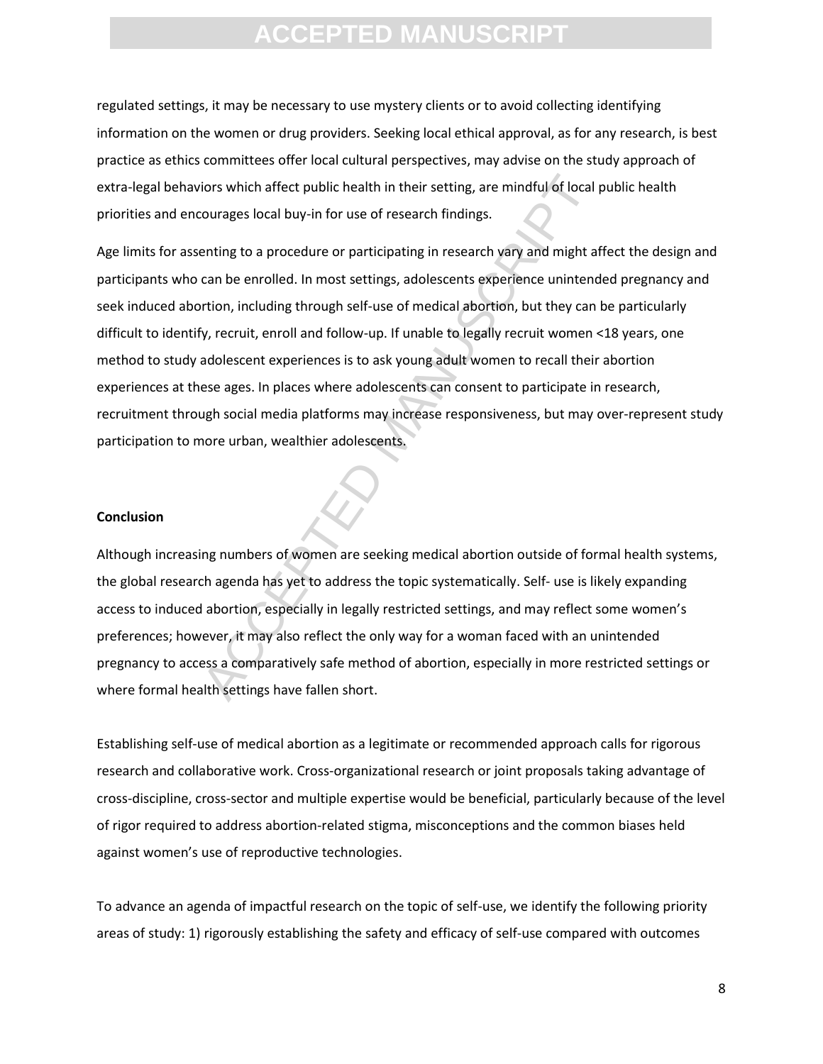regulated settings, it may be necessary to use mystery clients or to avoid collecting identifying information on the women or drug providers. Seeking local ethical approval, as for any research, is best practice as ethics committees offer local cultural perspectives, may advise on the study approach of extra-legal behaviors which affect public health in their setting, are mindful of local public health priorities and encourages local buy-in for use of research findings.

Age limits for assenting to a procedure or participating in research vary and might affect the design and participants who can be enrolled. In most settings, adolescents experience unintended pregnancy and seek induced abortion, including through self-use of medical abortion, but they can be particularly difficult to identify, recruit, enroll and follow-up. If unable to legally recruit women <18 years, one method to study adolescent experiences is to ask young adult women to recall their abortion experiences at these ages. In places where adolescents can consent to participate in research, recruitment through social media platforms may increase responsiveness, but may over-represent study participation to more urban, wealthier adolescents.

**Conclusion**

Although increasing numbers of women are seeking medical abortion outside of formal health systems, the global research agenda has yet to address the topic systematically. Self- use is likely expanding access to induced abortion, especially in legally restricted settings, and may reflect some women's preferences; however, it may also reflect the only way for a woman faced with an unintended pregnancy to access a comparatively safe method of abortion, especially in more restricted settings or where formal health settings have fallen short.

Establishing self-use of medical abortion as a legitimate or recommended approach calls for rigorous research and collaborative work. Cross-organizational research or joint proposals taking advantage of cross-discipline, cross-sector and multiple expertise would be beneficial, particularly because of the level of rigor required to address abortion-related stigma, misconceptions and the common biases held against women's use of reproductive technologies.

To advance an agenda of impactful research on the topic of self-use, we identify the following priority areas of study: 1) rigorously establishing the safety and efficacy of self-use compared with outcomes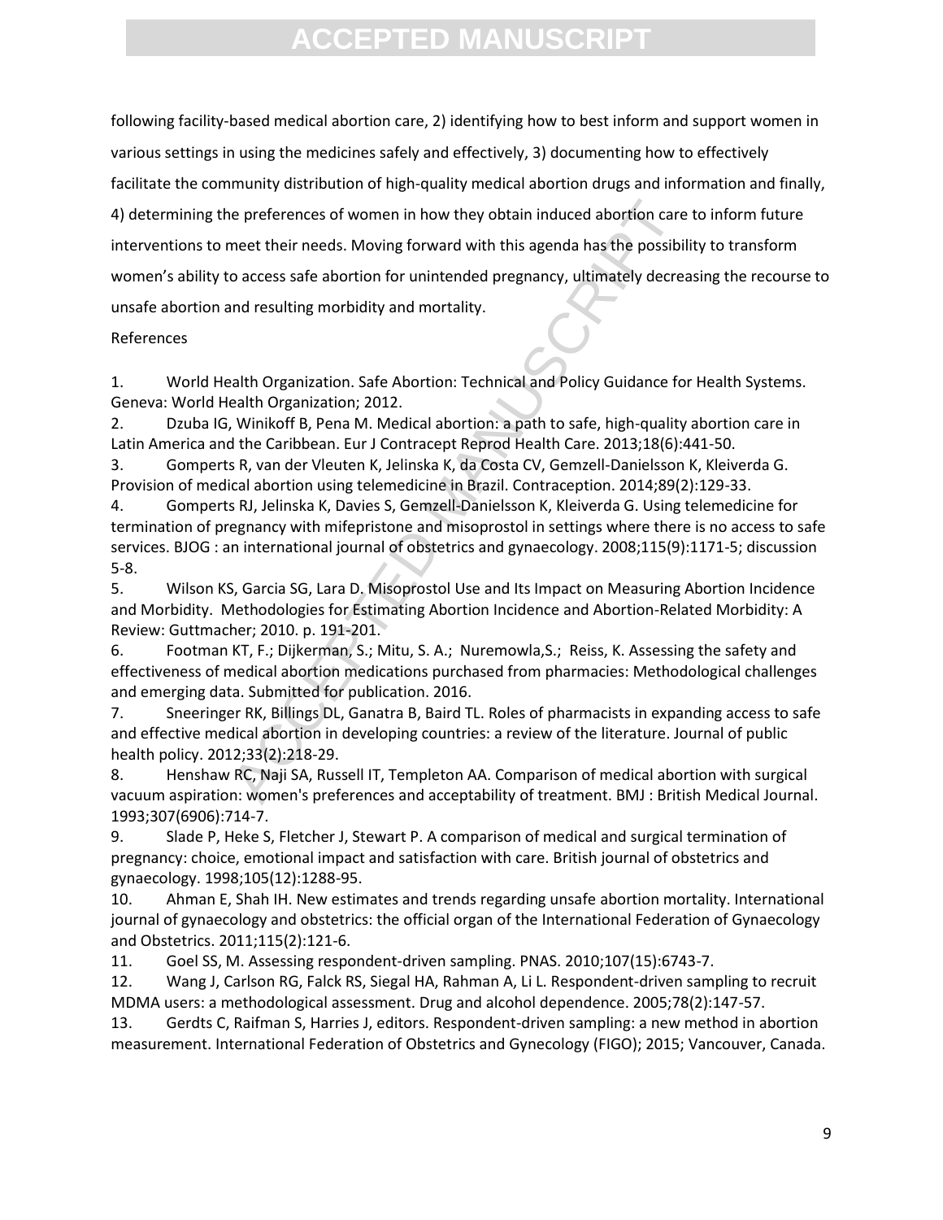following facility-based medical abortion care, 2) identifying how to best inform and support women in various settings in using the medicines safely and effectively, 3) documenting how to effectively facilitate the community distribution of high-quality medical abortion drugs and information and finally, 4) determining the preferences of women in how they obtain induced abortion care to inform future interventions to meet their needs. Moving forward with this agenda has the possibility to transform women's ability to access safe abortion for unintended pregnancy, ultimately decreasing the recourse to unsafe abortion and resulting morbidity and mortality.

References

1. World Health Organization. Safe Abortion: Technical and Policy Guidance for Health Systems. Geneva: World Health Organization; 2012.
2. Dzuba IG, Winikoff B, Pena M. Medical abortion: a path to safe, high-quality abortion care in Latin America and the Caribbean. Eur J Contracept Reprod Health Care. 2013;18(6):441-50.
3. Gomperts R, van der Vleuten K, Jelinska K, da Costa CV, Gemzell-Danielsson K, Kleiverda G. Provision of medical abortion using telemedicine in Brazil. Contraception. 2014;89(2):129-33.
4. Gomperts RJ, Jelinska K, Davies S, Gemzell-Danielsson K, Kleiverda G. Using telemedicine for termination of pregnancy with mifepristone and misoprostol in settings where there is no access to safe services. BJOG : an international journal of obstetrics and gynaecology. 2008;115(9):1171-5; discussion 5-8.
5. Wilson KS, Garcia SG, Lara D. Misoprostol Use and Its Impact on Measuring Abortion Incidence and Morbidity. Methodologies for Estimating Abortion Incidence and Abortion-Related Morbidity: A Review: Guttmacher; 2010. p. 191-201.
6. Footman KT, F.; Dijkerman, S.; Mitu, S. A.; Nuremowla,S.; Reiss, K. Assessing the safety and effectiveness of medical abortion medications purchased from pharmacies: Methodological challenges and emerging data. Submitted for publication. 2016.
7. Sneeringer RK, Billings DL, Ganatra B, Baird TL. Roles of pharmacists in expanding access to safe and effective medical abortion in developing countries: a review of the literature. Journal of public health policy. 2012;33(2):218-29.
8. Henshaw RC, Naji SA, Russell IT, Templeton AA. Comparison of medical abortion with surgical vacuum aspiration: women's preferences and acceptability of treatment. BMJ : British Medical Journal. 1993;307(6906):714-7.
9. Slade P, Heke S, Fletcher J, Stewart P. A comparison of medical and surgical termination of pregnancy: choice, emotional impact and satisfaction with care. British journal of obstetrics and gynaecology. 1998;105(12):1288-95.
10. Ahman E, Shah IH. New estimates and trends regarding unsafe abortion mortality. International journal of gynaecology and obstetrics: the official organ of the International Federation of Gynaecology and Obstetrics. 2011;115(2):121-6.
11. Goel SS, M. Assessing respondent-driven sampling. PNAS. 2010;107(15):6743-7.
12. Wang J, Carlson RG, Falck RS, Siegal HA, Rahman A, Li L. Respondent-driven sampling to recruit MDMA users: a methodological assessment. Drug and alcohol dependence. 2005;78(2):147-57.
13. Gerdts C, Raifman S, Harries J, editors. Respondent-driven sampling: a new method in abortion measurement. International Federation of Obstetrics and Gynecology (FIGO); 2015; Vancouver, Canada.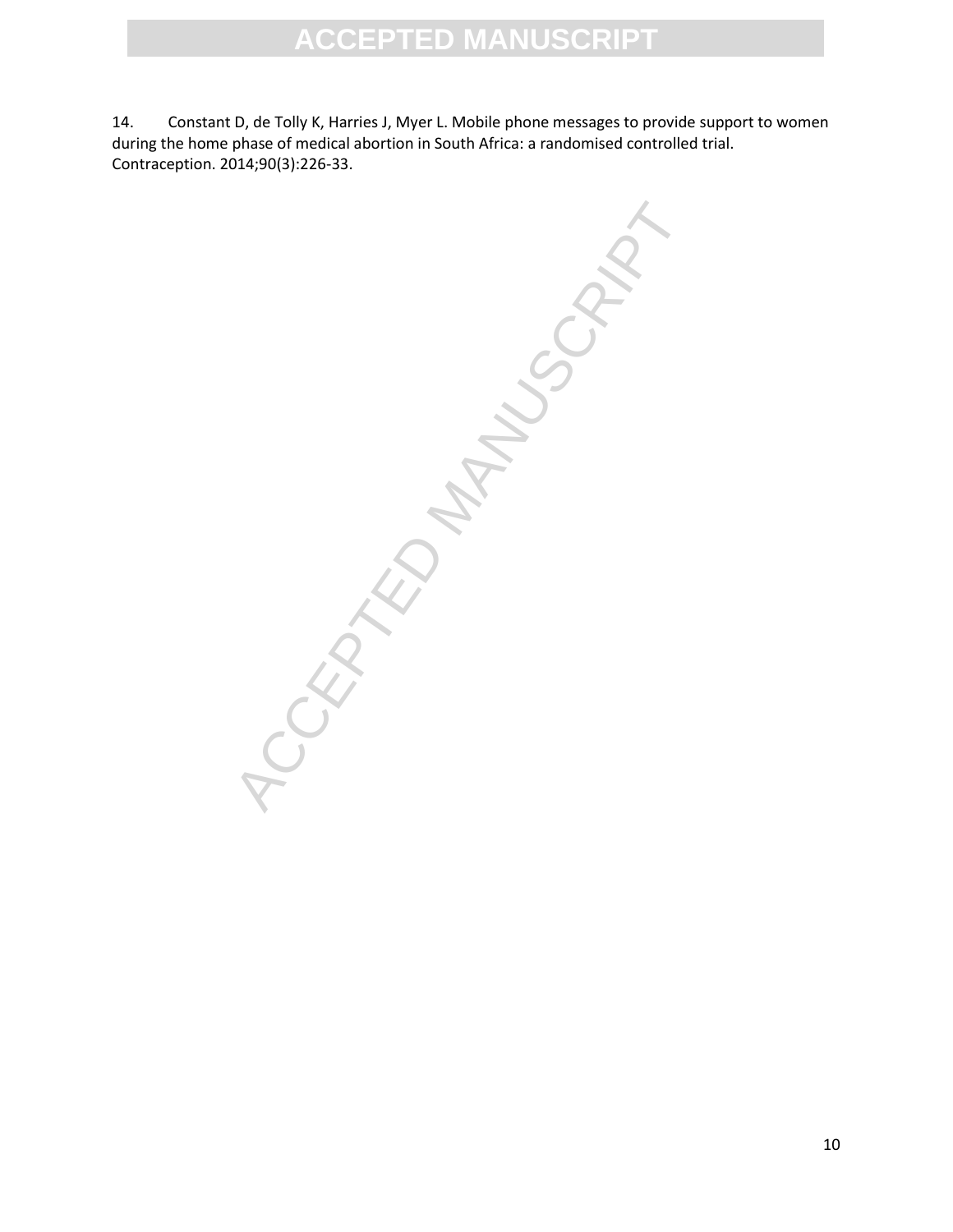14. Constant D, de Tolly K, Harries J, Myer L. Mobile phone messages to provide support to women during the home phase of medical abortion in South Africa: a randomised controlled trial. Contraception. 2014;90(3):226-33.